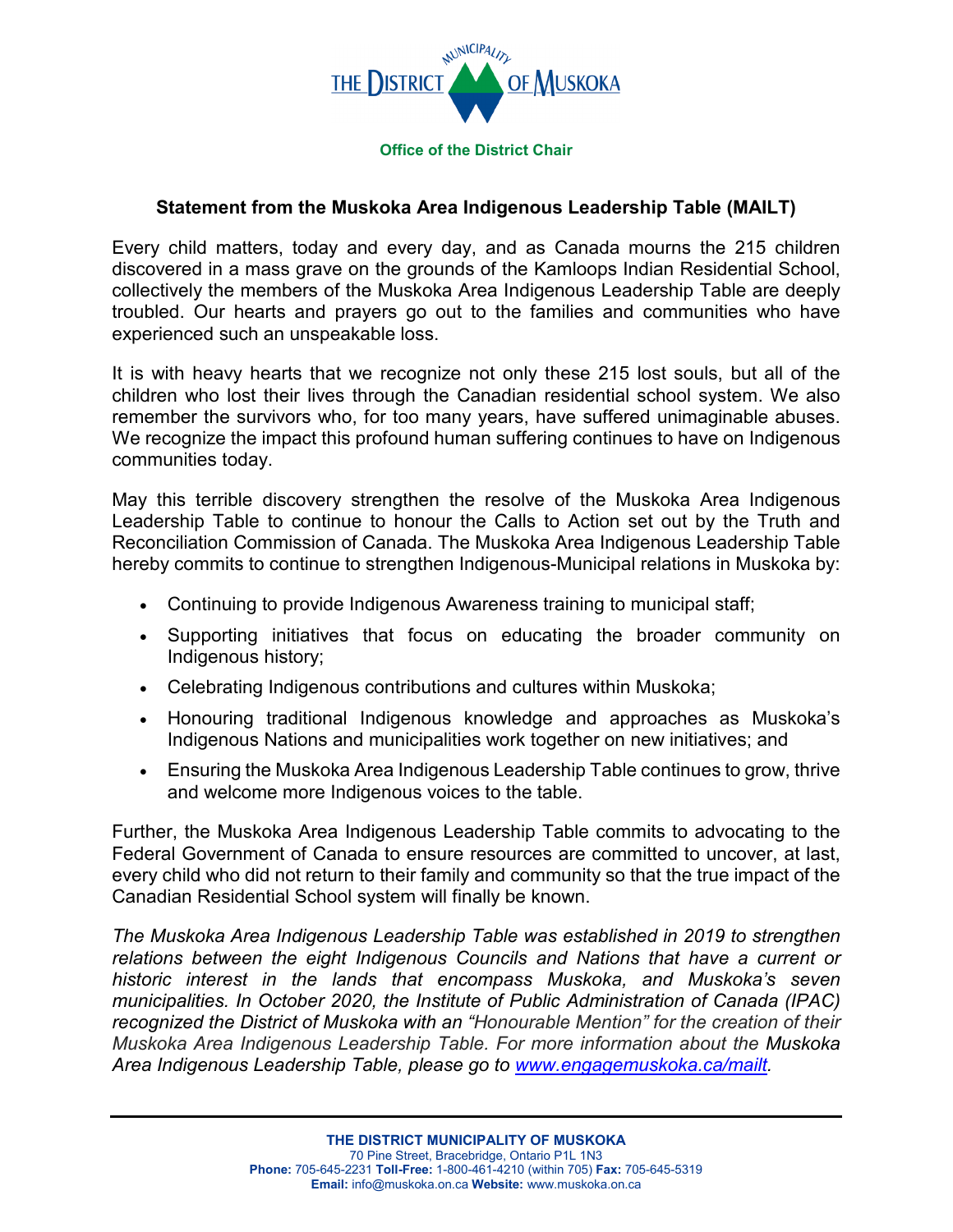THE DISTRICT MUNICIPALITY OF MUSKOKA

**Office of the District Chair**

## Statement from the Muskoka Area Indigenous Leadership Table (MAILT)

Every child matters, today and every day, and as Canada mourns the 215 children discovered in a mass grave on the grounds of the Kamloops Indian Residential School, collectively the members of the Muskoka Area Indigenous Leadership Table are deeply troubled. Our hearts and prayers go out to the families and communities who have experienced such an unspeakable loss.

It is with heavy hearts that we recognize not only these 215 lost souls, but all of the children who lost their lives through the Canadian residential school system. We also remember the survivors who, for too many years, have suffered unimaginable abuses. We recognize the impact this profound human suffering continues to have on Indigenous communities today.

May this terrible discovery strengthen the resolve of the Muskoka Area Indigenous Leadership Table to continue to honour the Calls to Action set out by the Truth and Reconciliation Commission of Canada. The Muskoka Area Indigenous Leadership Table hereby commits to continue to strengthen Indigenous-Municipal relations in Muskoka by:

- Continuing to provide Indigenous Awareness training to municipal staff;
- Supporting initiatives that focus on educating the broader community on Indigenous history;
- Celebrating Indigenous contributions and cultures within Muskoka;
- Honouring traditional Indigenous knowledge and approaches as Muskoka's Indigenous Nations and municipalities work together on new initiatives; and
- Ensuring the Muskoka Area Indigenous Leadership Table continues to grow, thrive and welcome more Indigenous voices to the table.

Further, the Muskoka Area Indigenous Leadership Table commits to advocating to the Federal Government of Canada to ensure resources are committed to uncover, at last, every child who did not return to their family and community so that the true impact of the Canadian Residential School system will finally be known.

*The Muskoka Area Indigenous Leadership Table was established in 2019 to strengthen relations between the eight Indigenous Councils and Nations that have a current or historic interest in the lands that encompass Muskoka, and Muskoka's seven municipalities. In October 2020, the Institute of Public Administration of Canada (IPAC) recognized the District of Muskoka with an "Honourable Mention" for the creation of their Muskoka Area Indigenous Leadership Table. For more information about the Muskoka Area Indigenous Leadership Table, please go to [www.engagemuskoka.ca/mailt](www.engagemuskoka.ca/mailt).*

---

**THE DISTRICT MUNICIPALITY OF MUSKOKA**
70 Pine Street, Bracebridge, Ontario P1L 1N3
**Phone:** 705-645-2231 **Toll-Free:** 1-800-461-4210 (within 705) **Fax:** 705-645-5319
**Email:** info@muskoka.on.ca **Website:** www.muskoka.on.ca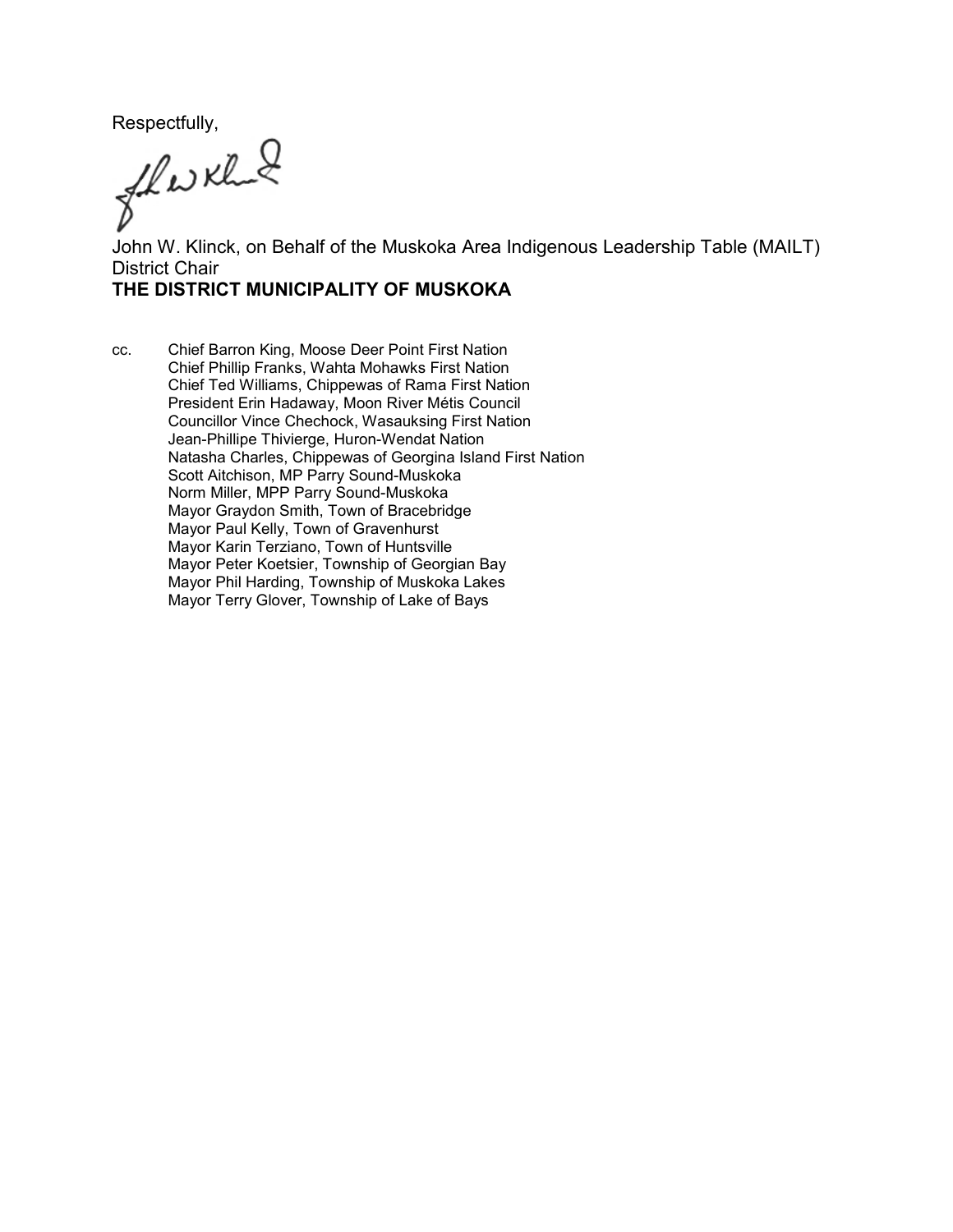Respectfully,

John W. Klinck, on Behalf of the Muskoka Area Indigenous Leadership Table (MAILT)
District Chair
**THE DISTRICT MUNICIPALITY OF MUSKOKA**

cc. Chief Barron King, Moose Deer Point First Nation
Chief Phillip Franks, Wahta Mohawks First Nation
Chief Ted Williams, Chippewas of Rama First Nation
President Erin Hadaway, Moon River Métis Council
Councillor Vince Chechock, Wasauksing First Nation
Jean-Phillipe Thivierge, Huron-Wendat Nation
Natasha Charles, Chippewas of Georgina Island First Nation
Scott Aitchison, MP Parry Sound-Muskoka
Norm Miller, MPP Parry Sound-Muskoka
Mayor Graydon Smith, Town of Bracebridge
Mayor Paul Kelly, Town of Gravenhurst
Mayor Karin Terziano, Town of Huntsville
Mayor Peter Koetsier, Township of Georgian Bay
Mayor Phil Harding, Township of Muskoka Lakes
Mayor Terry Glover, Township of Lake of Bays